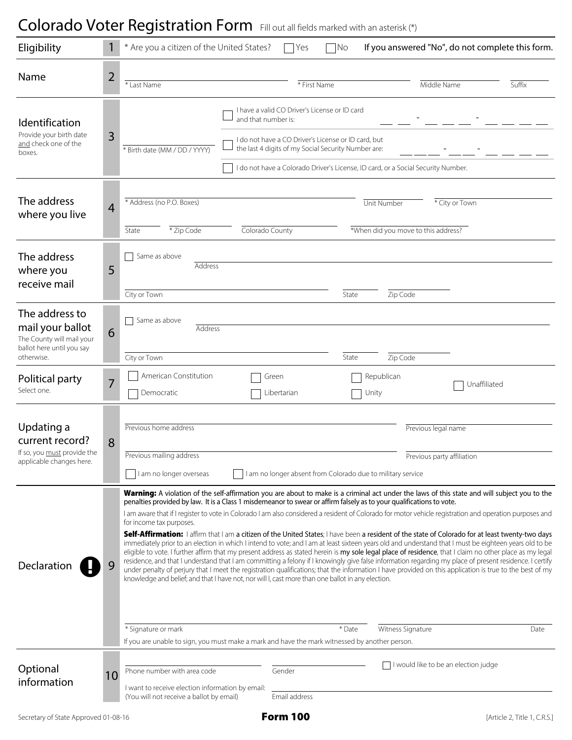# Colorado Voter Registration Form

Fill out all fields marked with an asterisk (*)

## 1 Eligibility

* Are you a citizen of the United States? ☐ Yes ☐ No — If you answered "No", do not complete this form.

## 2 Name

* Last Name ______ * First Name ______ Middle Name ______ Suffix ______

## 3 Identification

Provide your birth date and check one of the boxes.

* Birth date (MM / DD / YYYY) ______

☐ I have a valid CO Driver's License or ID card and that number is: __ __ - __ __ __ - __ __ __ __

☐ I do not have a CO Driver's License or ID card, but the last 4 digits of my Social Security Number are: ___ - ___ - __ __ __ __

☐ I do not have a Colorado Driver's License, ID card, or a Social Security Number.

## 4 The address where you live

* Address (no P.O. Boxes) ______ Unit Number ______ * City or Town ______

State ______ * Zip Code ______ Colorado County ______ *When did you move to this address? ______

## 5 The address where you receive mail

☐ Same as above

Address ______

City or Town ______ State ______ Zip Code ______

## 6 The address to mail your ballot

The County will mail your ballot here until you say otherwise.

☐ Same as above

Address ______

City or Town ______ State ______ Zip Code ______

## 7 Political party

Select one.

☐ American Constitution ☐ Green ☐ Republican ☐ Unaffiliated

☐ Democratic ☐ Libertarian ☐ Unity

## 8 Updating a current record?

If so, you must provide the applicable changes here.

Previous home address ______ Previous legal name ______

Previous mailing address ______ Previous party affiliation ______

☐ I am no longer overseas ☐ I am no longer absent from Colorado due to military service

## 9 Declaration

**Warning:** A violation of the self-affirmation you are about to make is a criminal act under the laws of this state and will subject you to the penalties provided by law. It is a Class 1 misdemeanor to swear or affirm falsely as to your qualifications to vote.

I am aware that if I register to vote in Colorado I am also considered a resident of Colorado for motor vehicle registration and operation purposes and for income tax purposes.

**Self-Affirmation:** I affirm that I am a citizen of the United States; I have been a resident of the state of Colorado for at least twenty-two days immediately prior to an election in which I intend to vote; and I am at least sixteen years old and understand that I must be eighteen years old to be eligible to vote. I further affirm that my present address as stated herein is my sole legal place of residence, that I claim no other place as my legal residence, and that I understand that I am committing a felony if I knowingly give false information regarding my place of present residence. I certify under penalty of perjury that I meet the registration qualifications; that the information I have provided on this application is true to the best of my knowledge and belief; and that I have not, nor will I, cast more than one ballot in any election.

* Signature or mark ______ * Date ______ Witness Signature ______ Date ______

If you are unable to sign, you must make a mark and have the mark witnessed by another person.

## 10 Optional information

Phone number with area code ______ Gender ______ ☐ I would like to be an election judge

I want to receive election information by email: (You will not receive a ballot by email) Email address ______

Secretary of State Approved 01-08-16 **Form 100** [Article 2, Title 1, C.R.S.]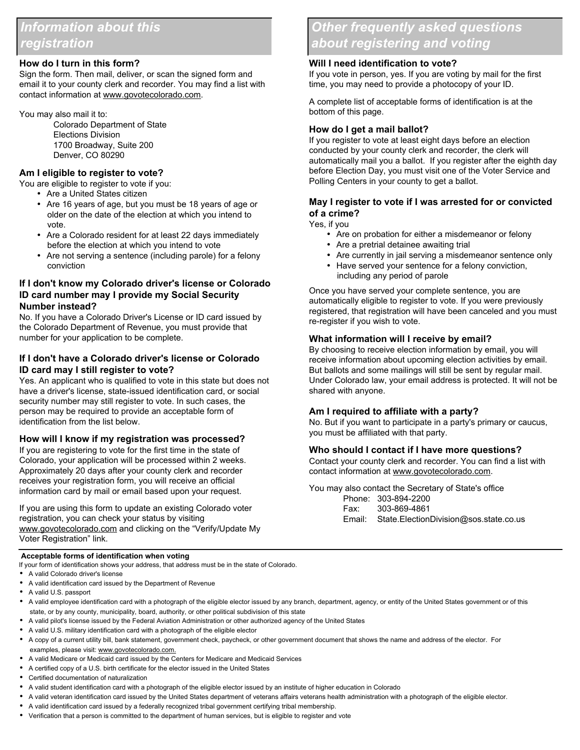## Information about this registration

### How do I turn in this form?

Sign the form. Then mail, deliver, or scan the signed form and email it to your county clerk and recorder. You may find a list with contact information at www.govotecolorado.com.

You may also mail it to:

Colorado Department of State
Elections Division
1700 Broadway, Suite 200
Denver, CO 80290

### Am I eligible to register to vote?

You are eligible to register to vote if you:

- Are a United States citizen
- Are 16 years of age, but you must be 18 years of age or older on the date of the election at which you intend to vote.
- Are a Colorado resident for at least 22 days immediately before the election at which you intend to vote
- Are not serving a sentence (including parole) for a felony conviction

### If I don't know my Colorado driver's license or Colorado ID card number may I provide my Social Security Number instead?

No. If you have a Colorado Driver's License or ID card issued by the Colorado Department of Revenue, you must provide that number for your application to be complete.

### If I don't have a Colorado driver's license or Colorado ID card may I still register to vote?

Yes. An applicant who is qualified to vote in this state but does not have a driver's license, state-issued identification card, or social security number may still register to vote. In such cases, the person may be required to provide an acceptable form of identification from the list below.

### How will I know if my registration was processed?

If you are registering to vote for the first time in the state of Colorado, your application will be processed within 2 weeks. Approximately 20 days after your county clerk and recorder receives your registration form, you will receive an official information card by mail or email based upon your request.

If you are using this form to update an existing Colorado voter registration, you can check your status by visiting www.govotecolorado.com and clicking on the "Verify/Update My Voter Registration" link.

## Other frequently asked questions about registering and voting

### Will I need identification to vote?

If you vote in person, yes. If you are voting by mail for the first time, you may need to provide a photocopy of your ID.

A complete list of acceptable forms of identification is at the bottom of this page.

### How do I get a mail ballot?

If you register to vote at least eight days before an election conducted by your county clerk and recorder, the clerk will automatically mail you a ballot. If you register after the eighth day before Election Day, you must visit one of the Voter Service and Polling Centers in your county to get a ballot.

### May I register to vote if I was arrested for or convicted of a crime?

Yes, if you

- Are on probation for either a misdemeanor or felony
- Are a pretrial detainee awaiting trial
- Are currently in jail serving a misdemeanor sentence only
- Have served your sentence for a felony conviction, including any period of parole

Once you have served your complete sentence, you are automatically eligible to register to vote. If you were previously registered, that registration will have been canceled and you must re-register if you wish to vote.

### What information will I receive by email?

By choosing to receive election information by email, you will receive information about upcoming election activities by email. But ballots and some mailings will still be sent by regular mail. Under Colorado law, your email address is protected. It will not be shared with anyone.

### Am I required to affiliate with a party?

No. But if you want to participate in a party's primary or caucus, you must be affiliated with that party.

### Who should I contact if I have more questions?

Contact your county clerk and recorder. You can find a list with contact information at www.govotecolorado.com.

You may also contact the Secretary of State's office

Phone: 303-894-2200
Fax: 303-869-4861
Email: State.ElectionDivision@sos.state.co.us

---

**Acceptable forms of identification when voting**

If your form of identification shows your address, that address must be in the state of Colorado.

- A valid Colorado driver's license
- A valid identification card issued by the Department of Revenue
- A valid U.S. passport
- A valid employee identification card with a photograph of the eligible elector issued by any branch, department, agency, or entity of the United States government or of this state, or by any county, municipality, board, authority, or other political subdivision of this state
- A valid pilot's license issued by the Federal Aviation Administration or other authorized agency of the United States
- A valid U.S. military identification card with a photograph of the eligible elector
- A copy of a current utility bill, bank statement, government check, paycheck, or other government document that shows the name and address of the elector. For examples, please visit: www.govotecolorado.com.
- A valid Medicare or Medicaid card issued by the Centers for Medicare and Medicaid Services
- A certified copy of a U.S. birth certificate for the elector issued in the United States
- Certified documentation of naturalization
- A valid student identification card with a photograph of the eligible elector issued by an institute of higher education in Colorado
- A valid veteran identification card issued by the United States department of veterans affairs veterans health administration with a photograph of the eligible elector.
- A valid identification card issued by a federally recognized tribal government certifying tribal membership.
- Verification that a person is committed to the department of human services, but is eligible to register and vote